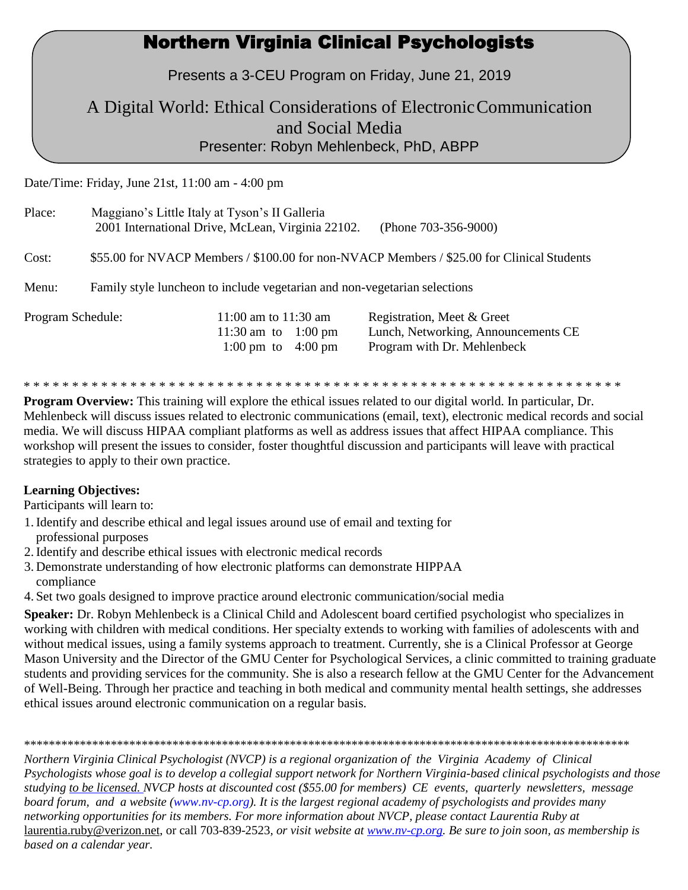# Northern Virginia Clinical Psychologists

Presents a 3-CEU Program on Friday, June 21, 2019

## A Digital World: Ethical Considerations of Electronic Communication and Social Media

Presenter: Robyn Mehlenbeck, PhD, ABPP

Date/Time: Friday, June 21st, 11:00 am - 4:00 pm

Place: Maggiano's Little Italy at Tyson's II Galleria
2001 International Drive, McLean, Virginia 22102. (Phone 703-356-9000)

Cost: $55.00 for NVACP Members / $100.00 for non-NVACP Members / $25.00 for Clinical Students

Menu: Family style luncheon to include vegetarian and non-vegetarian selections

| Program Schedule: | | |
|---|---|---|
| | 11:00 am to 11:30 am | Registration, Meet & Greet |
| | 11:30 am to 1:00 pm | Lunch, Networking, Announcements CE |
| | 1:00 pm to 4:00 pm | Program with Dr. Mehlenbeck |

* * * * * * * * * * * * * * * * * * * * * * * * * * * * * * * * * * * * * * * * * * * * * * * * * * * * * * * * * * * * * * *

**Program Overview:** This training will explore the ethical issues related to our digital world. In particular, Dr. Mehlenbeck will discuss issues related to electronic communications (email, text), electronic medical records and social media. We will discuss HIPAA compliant platforms as well as address issues that affect HIPAA compliance. This workshop will present the issues to consider, foster thoughtful discussion and participants will leave with practical strategies to apply to their own practice.

**Learning Objectives:**

Participants will learn to:

1. Identify and describe ethical and legal issues around use of email and texting for professional purposes
2. Identify and describe ethical issues with electronic medical records
3. Demonstrate understanding of how electronic platforms can demonstrate HIPPAA compliance
4. Set two goals designed to improve practice around electronic communication/social media

**Speaker:** Dr. Robyn Mehlenbeck is a Clinical Child and Adolescent board certified psychologist who specializes in working with children with medical conditions. Her specialty extends to working with families of adolescents with and without medical issues, using a family systems approach to treatment. Currently, she is a Clinical Professor at George Mason University and the Director of the GMU Center for Psychological Services, a clinic committed to training graduate students and providing services for the community. She is also a research fellow at the GMU Center for the Advancement of Well-Being. Through her practice and teaching in both medical and community mental health settings, she addresses ethical issues around electronic communication on a regular basis.

****************************************************************************************************

*Northern Virginia Clinical Psychologist (NVCP) is a regional organization of the Virginia Academy of Clinical Psychologists whose goal is to develop a collegial support network for Northern Virginia-based clinical psychologists and those studying to be licensed. NVCP hosts at discounted cost ($55.00 for members) CE events, quarterly newsletters, message board forum, and a website (www.nv-cp.org). It is the largest regional academy of psychologists and provides many networking opportunities for its members. For more information about NVCP, please contact Laurentia Ruby at* laurentia.ruby@verizon.net, or call 703-839-2523, *or visit website at www.nv-cp.org. Be sure to join soon, as membership is based on a calendar year.*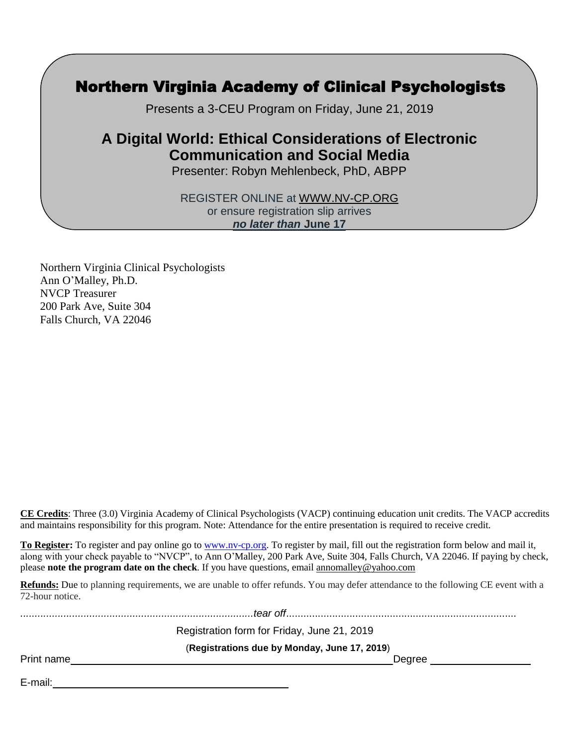# Northern Virginia Academy of Clinical Psychologists

Presents a 3-CEU Program on Friday, June 21, 2019

## A Digital World: Ethical Considerations of Electronic Communication and Social Media

Presenter: Robyn Mehlenbeck, PhD, ABPP

REGISTER ONLINE at WWW.NV-CP.ORG
or ensure registration slip arrives
***no later than* June 17**

Northern Virginia Clinical Psychologists
Ann O'Malley, Ph.D.
NVCP Treasurer
200 Park Ave, Suite 304
Falls Church, VA 22046

**CE Credits**: Three (3.0) Virginia Academy of Clinical Psychologists (VACP) continuing education unit credits. The VACP accredits and maintains responsibility for this program. Note: Attendance for the entire presentation is required to receive credit.

**To Register:** To register and pay online go to www.nv-cp.org. To register by mail, fill out the registration form below and mail it, along with your check payable to "NVCP", to Ann O'Malley, 200 Park Ave, Suite 304, Falls Church, VA 22046. If paying by check, please **note the program date on the check**. If you have questions, email annomalley@yahoo.com

**Refunds:** Due to planning requirements, we are unable to offer refunds. You may defer attendance to the following CE event with a 72-hour notice.

..................................................................................*tear off*..................................................................................

Registration form for Friday, June 21, 2019

(**Registrations due by Monday, June 17, 2019**)

Print name\_\_\_\_\_\_\_\_\_\_\_\_\_\_\_\_\_\_\_\_\_\_\_\_\_\_\_\_\_\_\_\_\_\_\_\_\_\_\_\_\_\_\_\_ Degree \_\_\_\_\_\_\_\_\_\_\_\_\_\_\_\_

E-mail:\_\_\_\_\_\_\_\_\_\_\_\_\_\_\_\_\_\_\_\_\_\_\_\_\_\_\_\_\_\_\_\_\_\_\_\_\_\_\_\_